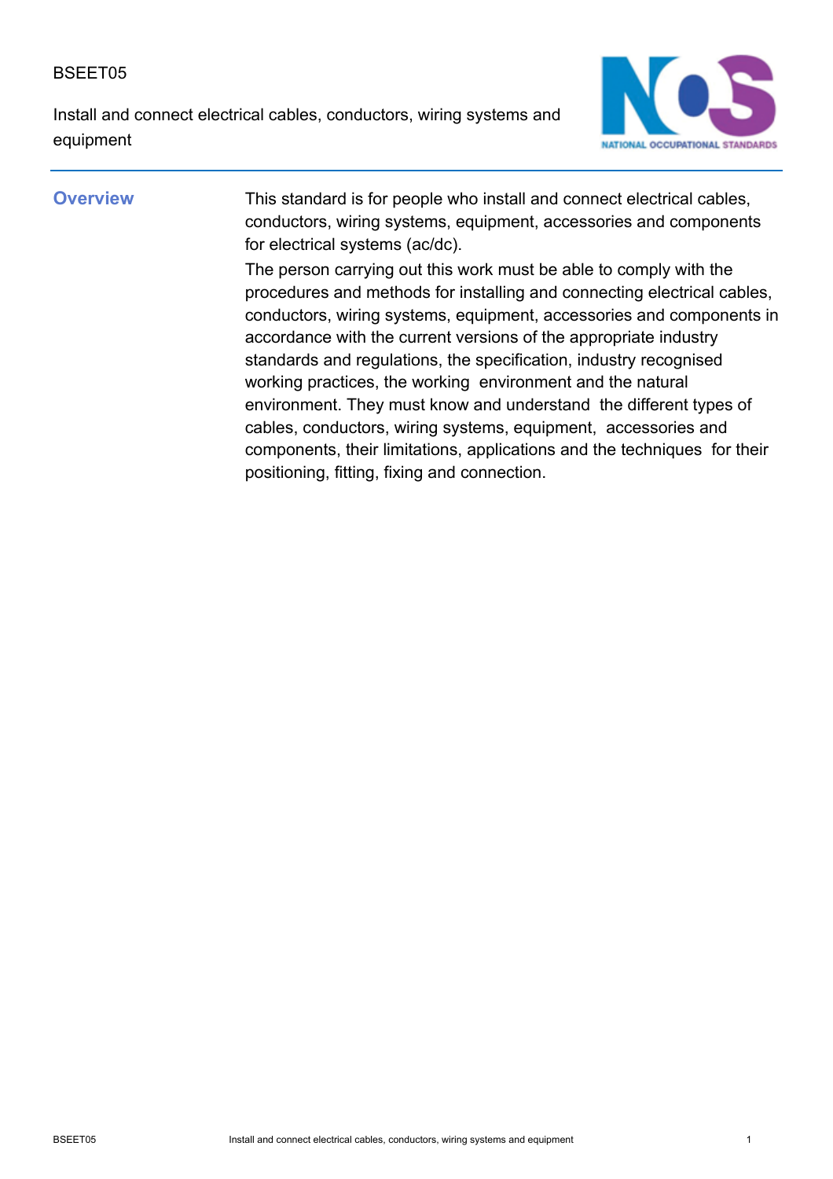BSEET05

Install and connect electrical cables, conductors, wiring systems and equipment

## Overview

This standard is for people who install and connect electrical cables, conductors, wiring systems, equipment, accessories and components for electrical systems (ac/dc).

The person carrying out this work must be able to comply with the procedures and methods for installing and connecting electrical cables, conductors, wiring systems, equipment, accessories and components in accordance with the current versions of the appropriate industry standards and regulations, the specification, industry recognised working practices, the working environment and the natural environment. They must know and understand the different types of cables, conductors, wiring systems, equipment, accessories and components, their limitations, applications and the techniques for their positioning, fitting, fixing and connection.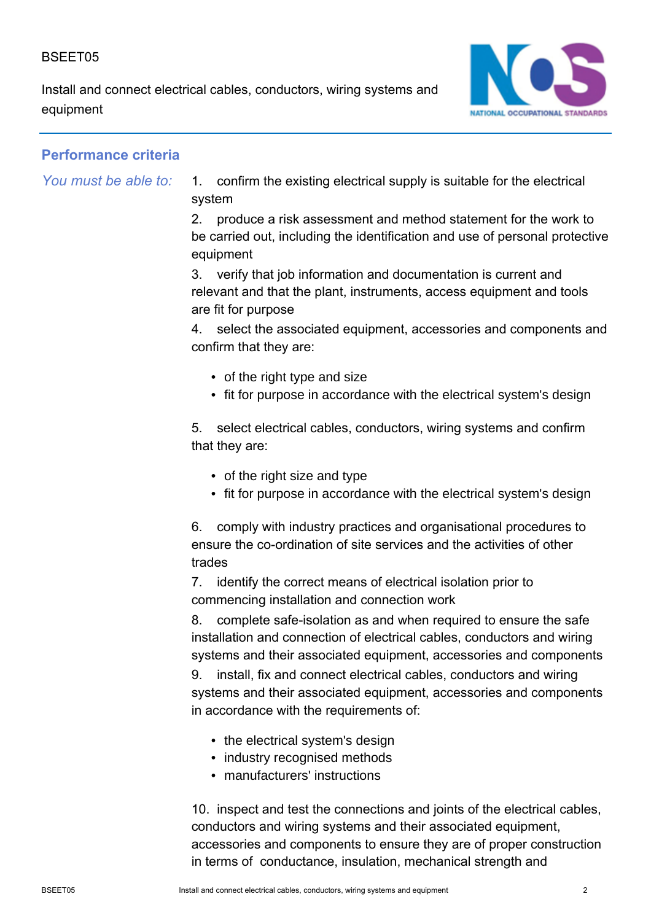## Performance criteria

*You must be able to:*

1. confirm the existing electrical supply is suitable for the electrical system
2. produce a risk assessment and method statement for the work to be carried out, including the identification and use of personal protective equipment
3. verify that job information and documentation is current and relevant and that the plant, instruments, access equipment and tools are fit for purpose
4. select the associated equipment, accessories and components and confirm that they are:
   - of the right type and size
   - fit for purpose in accordance with the electrical system's design
5. select electrical cables, conductors, wiring systems and confirm that they are:
   - of the right size and type
   - fit for purpose in accordance with the electrical system's design
6. comply with industry practices and organisational procedures to ensure the co-ordination of site services and the activities of other trades
7. identify the correct means of electrical isolation prior to commencing installation and connection work
8. complete safe-isolation as and when required to ensure the safe installation and connection of electrical cables, conductors and wiring systems and their associated equipment, accessories and components
9. install, fix and connect electrical cables, conductors and wiring systems and their associated equipment, accessories and components in accordance with the requirements of:
   - the electrical system's design
   - industry recognised methods
   - manufacturers' instructions
10. inspect and test the connections and joints of the electrical cables, conductors and wiring systems and their associated equipment, accessories and components to ensure they are of proper construction in terms of conductance, insulation, mechanical strength and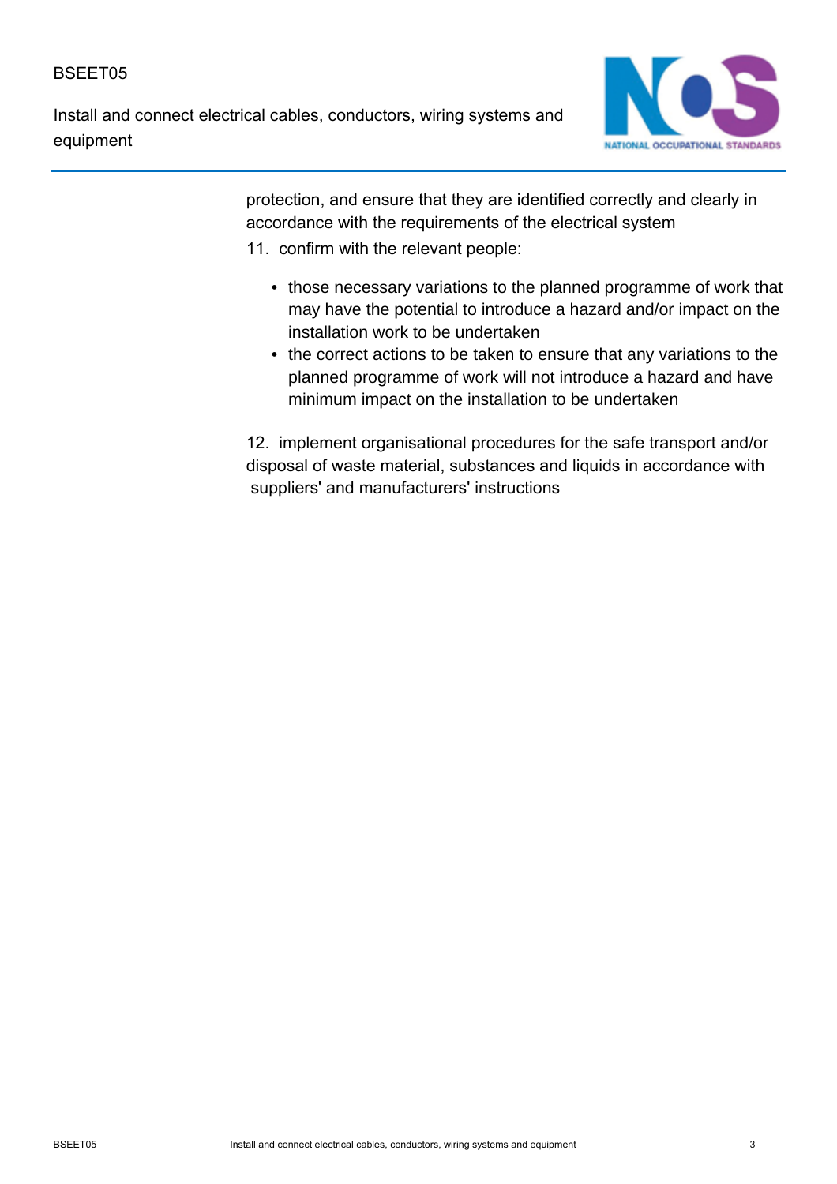protection, and ensure that they are identified correctly and clearly in accordance with the requirements of the electrical system

11. confirm with the relevant people:
    - those necessary variations to the planned programme of work that may have the potential to introduce a hazard and/or impact on the installation work to be undertaken
    - the correct actions to be taken to ensure that any variations to the planned programme of work will not introduce a hazard and have minimum impact on the installation to be undertaken

12. implement organisational procedures for the safe transport and/or disposal of waste material, substances and liquids in accordance with suppliers' and manufacturers' instructions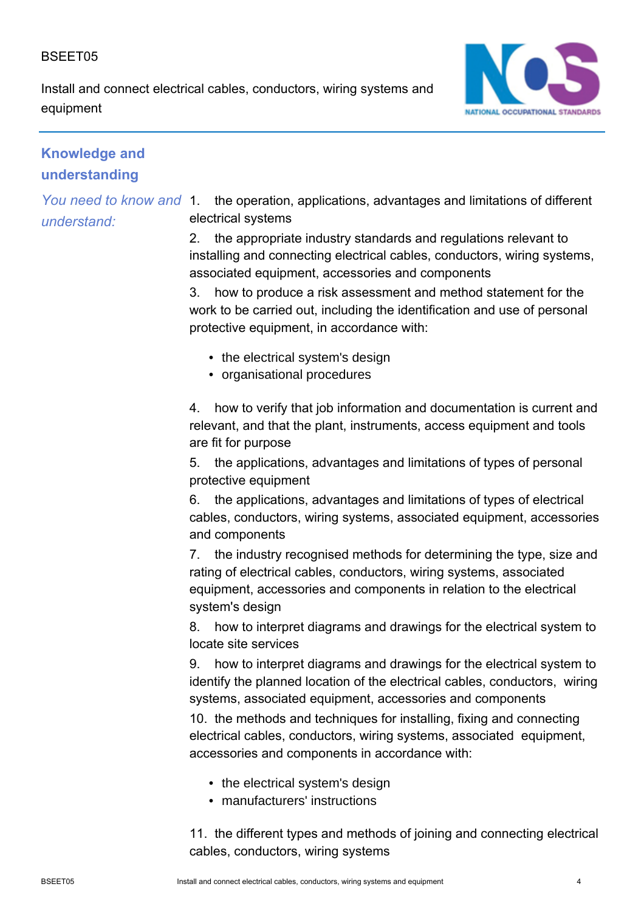## Knowledge and understanding

*You need to know and understand:*

1. the operation, applications, advantages and limitations of different electrical systems
2. the appropriate industry standards and regulations relevant to installing and connecting electrical cables, conductors, wiring systems, associated equipment, accessories and components
3. how to produce a risk assessment and method statement for the work to be carried out, including the identification and use of personal protective equipment, in accordance with:
    - the electrical system's design
    - organisational procedures
4. how to verify that job information and documentation is current and relevant, and that the plant, instruments, access equipment and tools are fit for purpose
5. the applications, advantages and limitations of types of personal protective equipment
6. the applications, advantages and limitations of types of electrical cables, conductors, wiring systems, associated equipment, accessories and components
7. the industry recognised methods for determining the type, size and rating of electrical cables, conductors, wiring systems, associated equipment, accessories and components in relation to the electrical system's design
8. how to interpret diagrams and drawings for the electrical system to locate site services
9. how to interpret diagrams and drawings for the electrical system to identify the planned location of the electrical cables, conductors, wiring systems, associated equipment, accessories and components
10. the methods and techniques for installing, fixing and connecting electrical cables, conductors, wiring systems, associated equipment, accessories and components in accordance with:
    - the electrical system's design
    - manufacturers' instructions
11. the different types and methods of joining and connecting electrical cables, conductors, wiring systems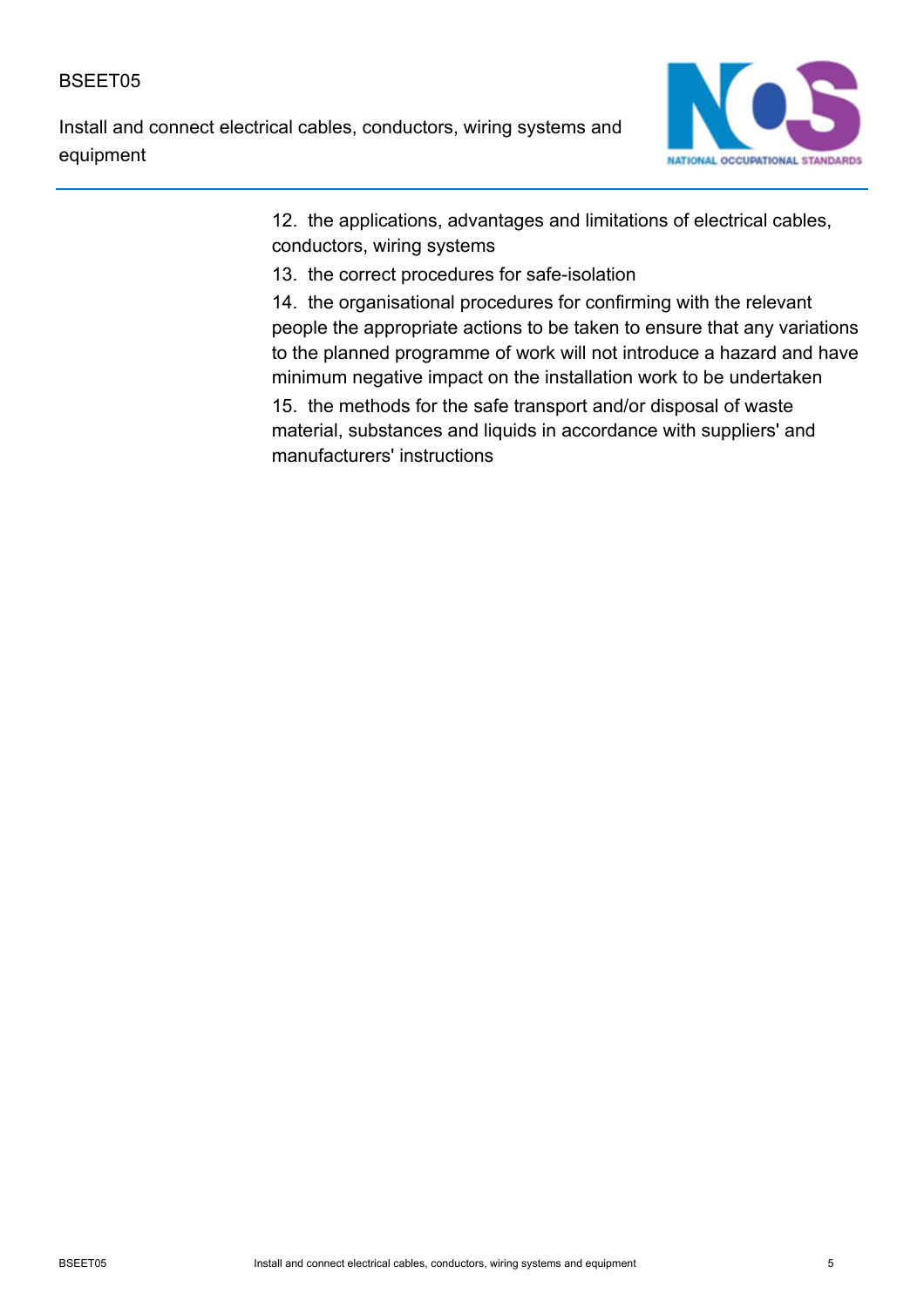12. the applications, advantages and limitations of electrical cables, conductors, wiring systems
13. the correct procedures for safe-isolation
14. the organisational procedures for confirming with the relevant people the appropriate actions to be taken to ensure that any variations to the planned programme of work will not introduce a hazard and have minimum negative impact on the installation work to be undertaken
15. the methods for the safe transport and/or disposal of waste material, substances and liquids in accordance with suppliers' and manufacturers' instructions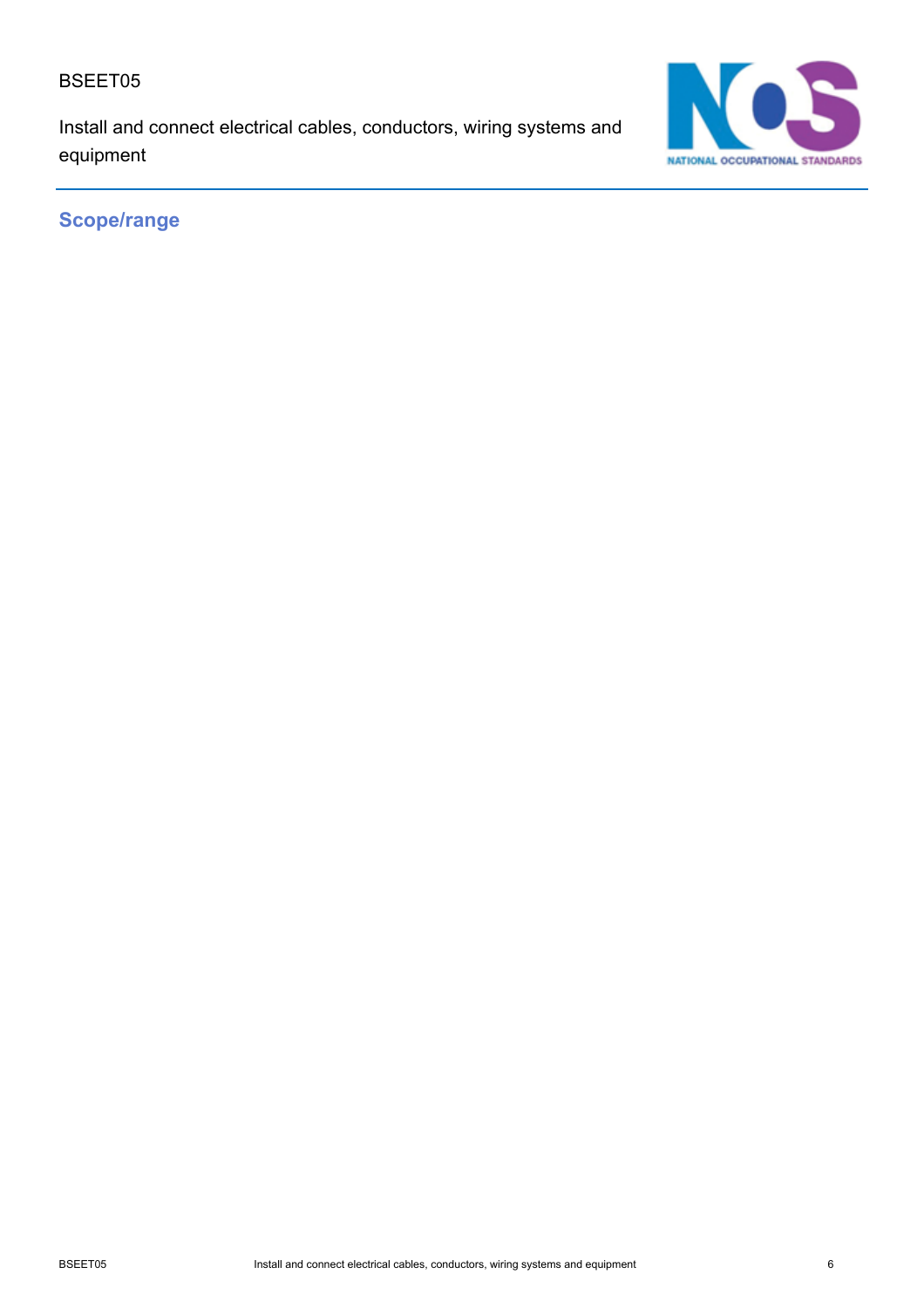## Scope/range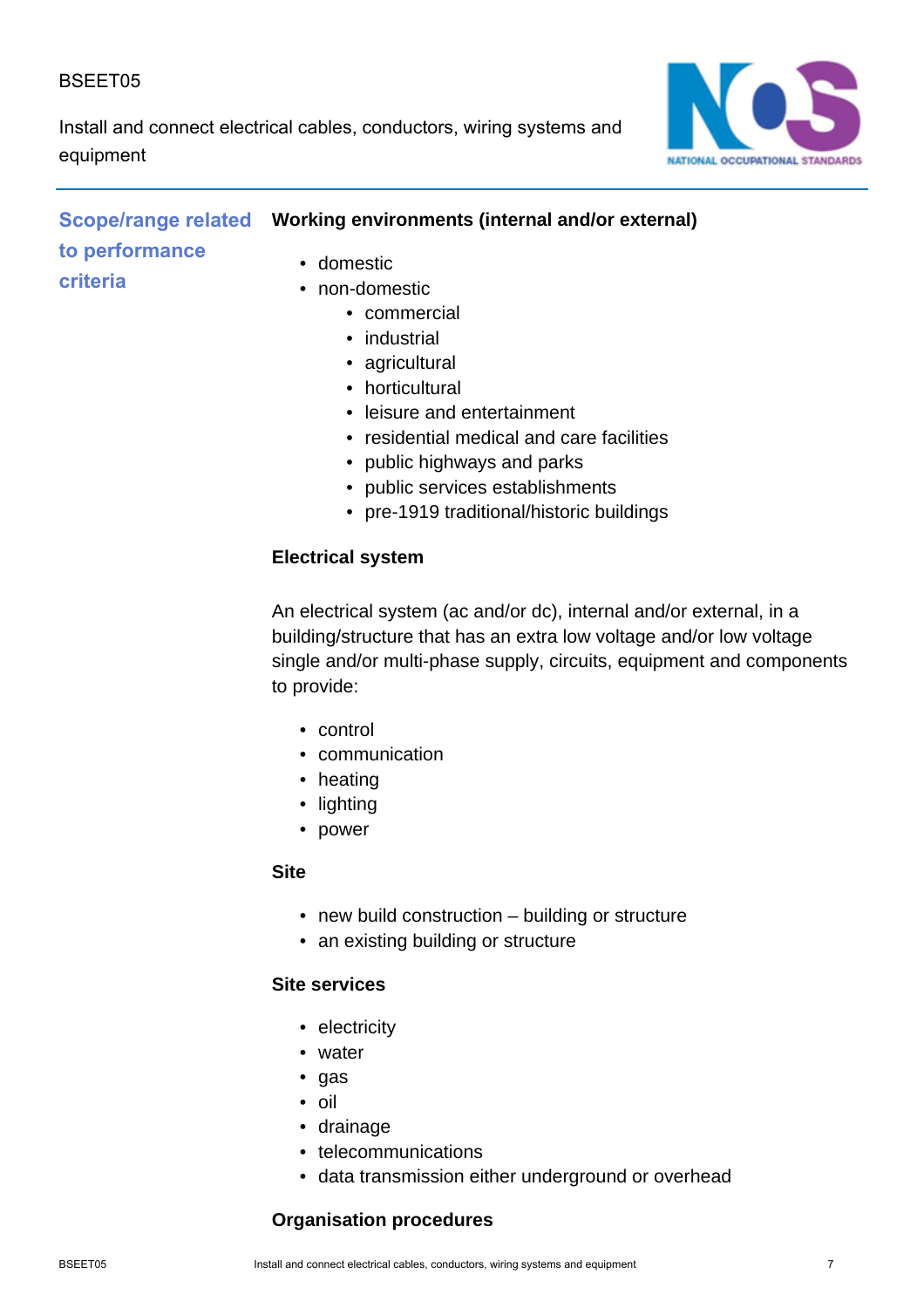## Scope/range related to performance criteria

**Working environments (internal and/or external)**

- domestic
- non-domestic
  - commercial
  - industrial
  - agricultural
  - horticultural
  - leisure and entertainment
  - residential medical and care facilities
  - public highways and parks
  - public services establishments
  - pre-1919 traditional/historic buildings

**Electrical system**

An electrical system (ac and/or dc), internal and/or external, in a building/structure that has an extra low voltage and/or low voltage single and/or multi-phase supply, circuits, equipment and components to provide:

- control
- communication
- heating
- lighting
- power

**Site**

- new build construction – building or structure
- an existing building or structure

**Site services**

- electricity
- water
- gas
- oil
- drainage
- telecommunications
- data transmission either underground or overhead

**Organisation procedures**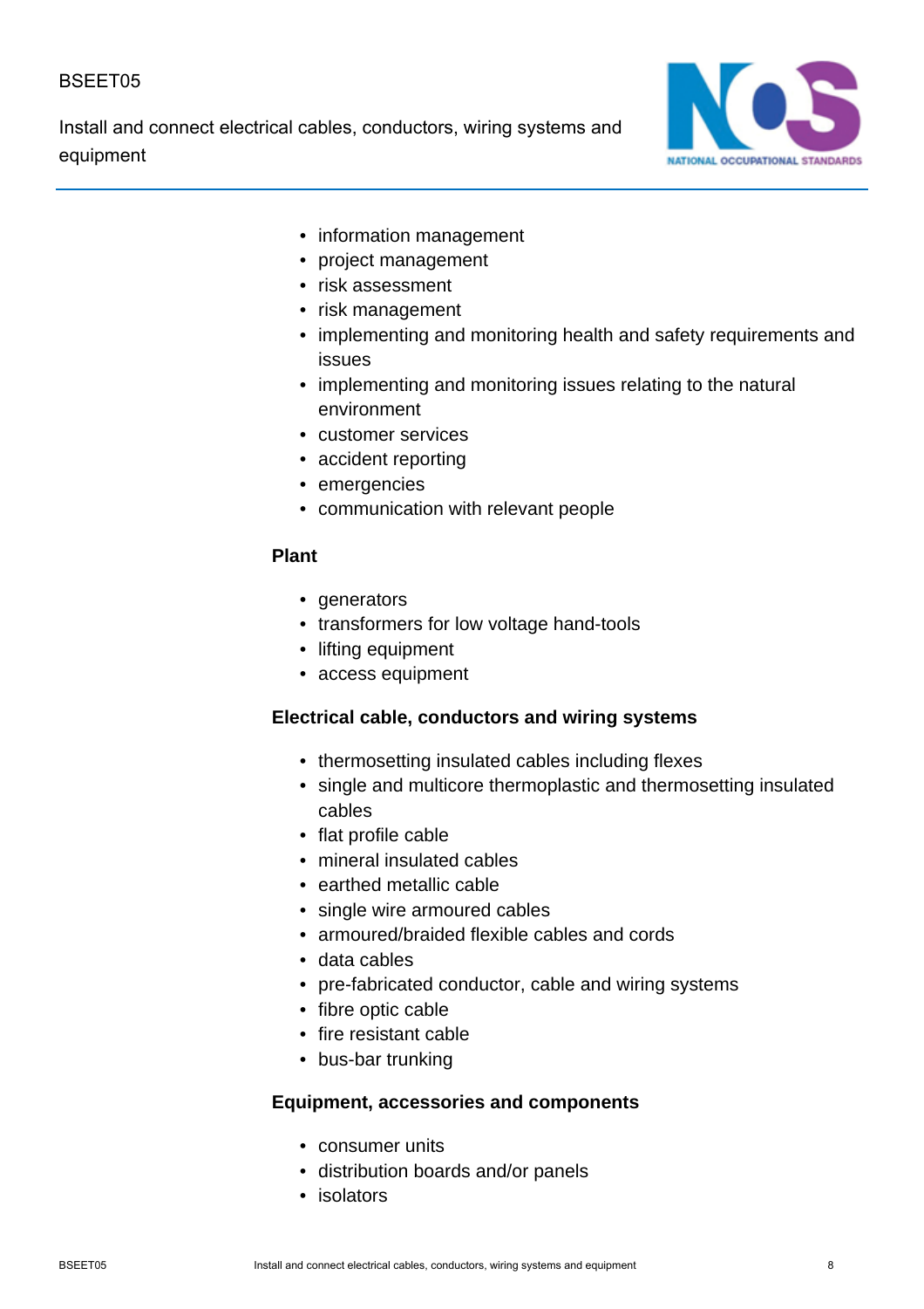- information management
- project management
- risk assessment
- risk management
- implementing and monitoring health and safety requirements and issues
- implementing and monitoring issues relating to the natural environment
- customer services
- accident reporting
- emergencies
- communication with relevant people

**Plant**

- generators
- transformers for low voltage hand-tools
- lifting equipment
- access equipment

**Electrical cable, conductors and wiring systems**

- thermosetting insulated cables including flexes
- single and multicore thermoplastic and thermosetting insulated cables
- flat profile cable
- mineral insulated cables
- earthed metallic cable
- single wire armoured cables
- armoured/braided flexible cables and cords
- data cables
- pre-fabricated conductor, cable and wiring systems
- fibre optic cable
- fire resistant cable
- bus-bar trunking

**Equipment, accessories and components**

- consumer units
- distribution boards and/or panels
- isolators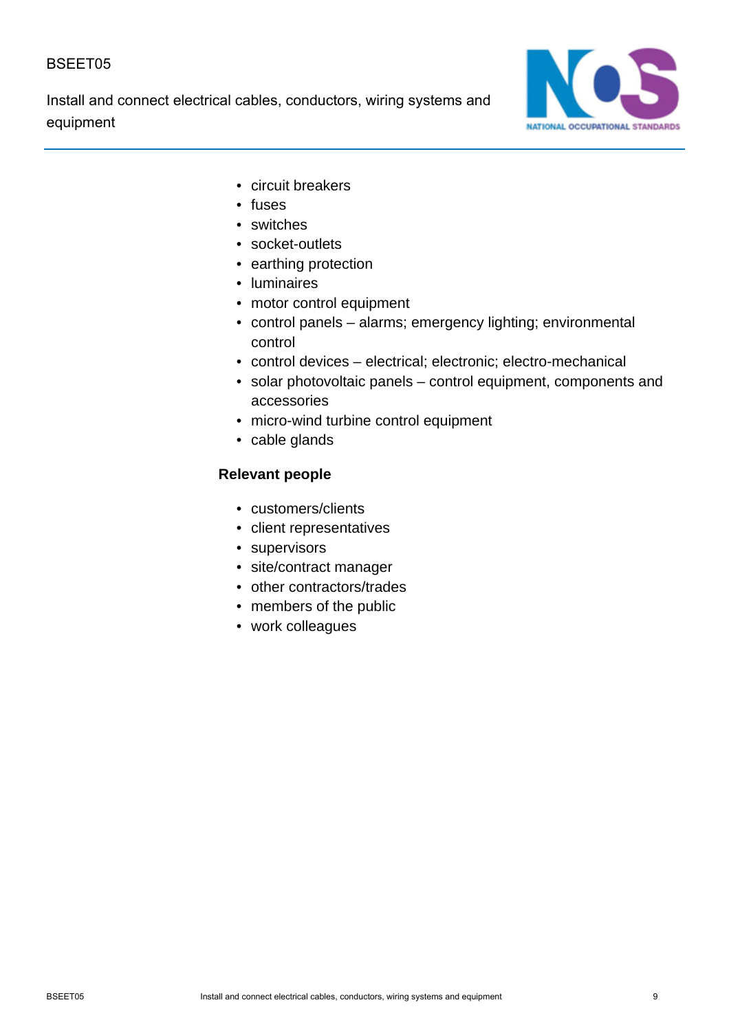- circuit breakers
- fuses
- switches
- socket-outlets
- earthing protection
- luminaires
- motor control equipment
- control panels – alarms; emergency lighting; environmental control
- control devices – electrical; electronic; electro-mechanical
- solar photovoltaic panels – control equipment, components and accessories
- micro-wind turbine control equipment
- cable glands

**Relevant people**

- customers/clients
- client representatives
- supervisors
- site/contract manager
- other contractors/trades
- members of the public
- work colleagues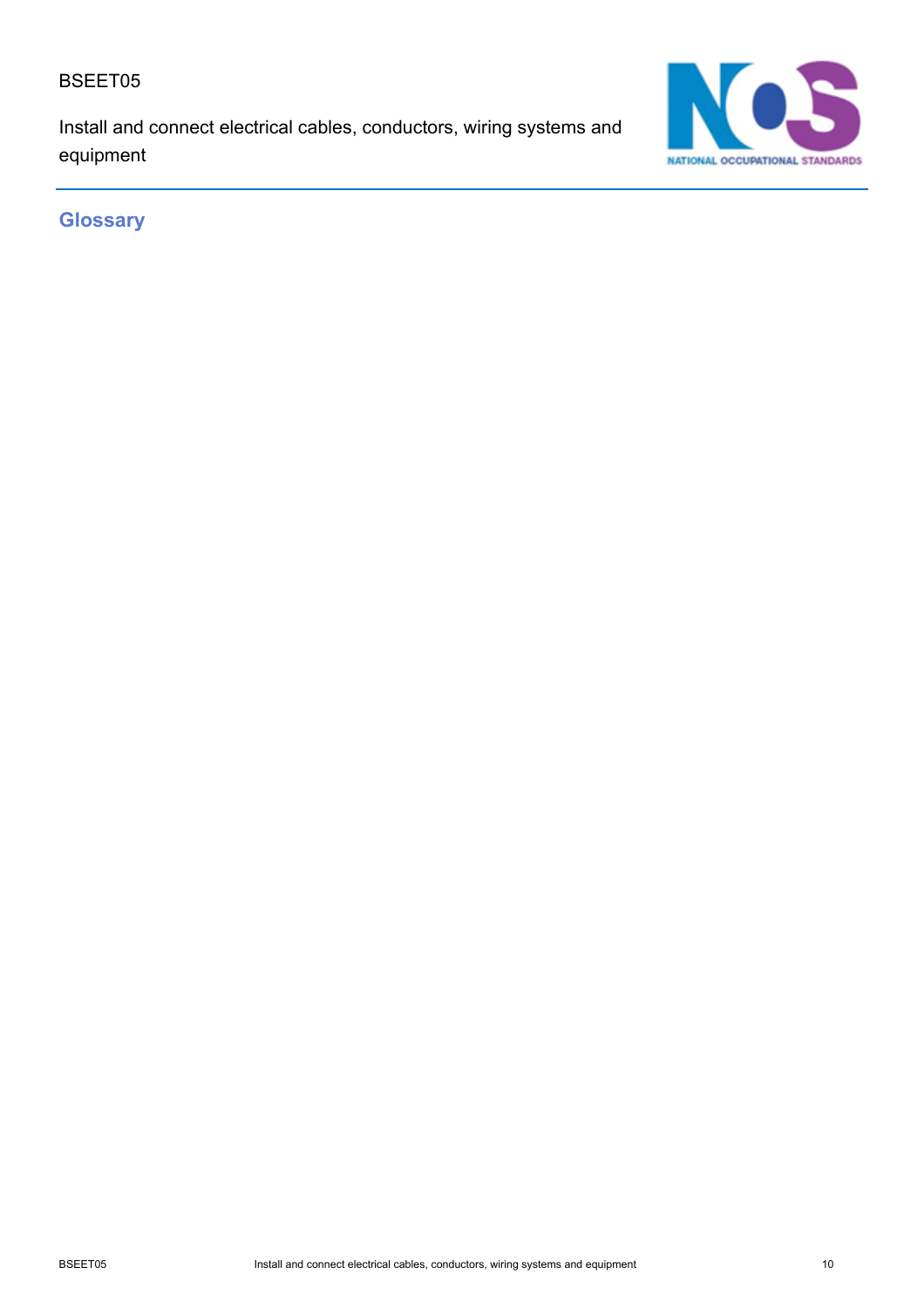## Glossary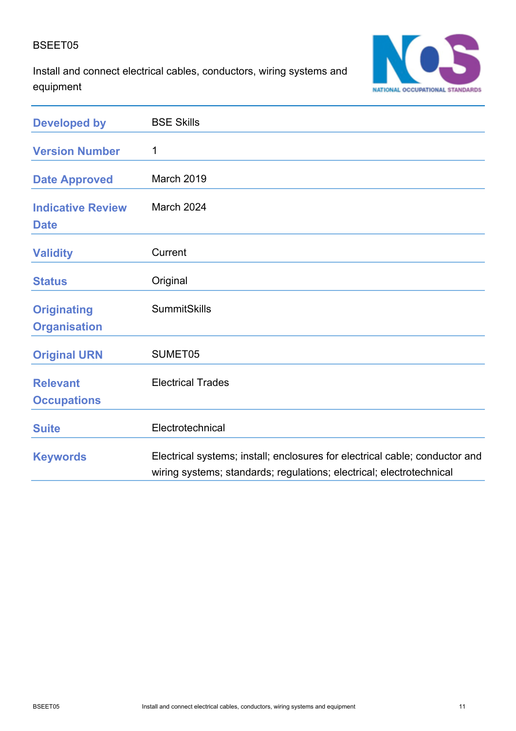BSEET05

Install and connect electrical cables, conductors, wiring systems and equipment

| | |
|---|---|
| **Developed by** | BSE Skills |
| **Version Number** | 1 |
| **Date Approved** | March 2019 |
| **Indicative Review Date** | March 2024 |
| **Validity** | Current |
| **Status** | Original |
| **Originating Organisation** | SummitSkills |
| **Original URN** | SUMET05 |
| **Relevant Occupations** | Electrical Trades |
| **Suite** | Electrotechnical |
| **Keywords** | Electrical systems; install; enclosures for electrical cable; conductor and wiring systems; standards; regulations; electrical; electrotechnical |